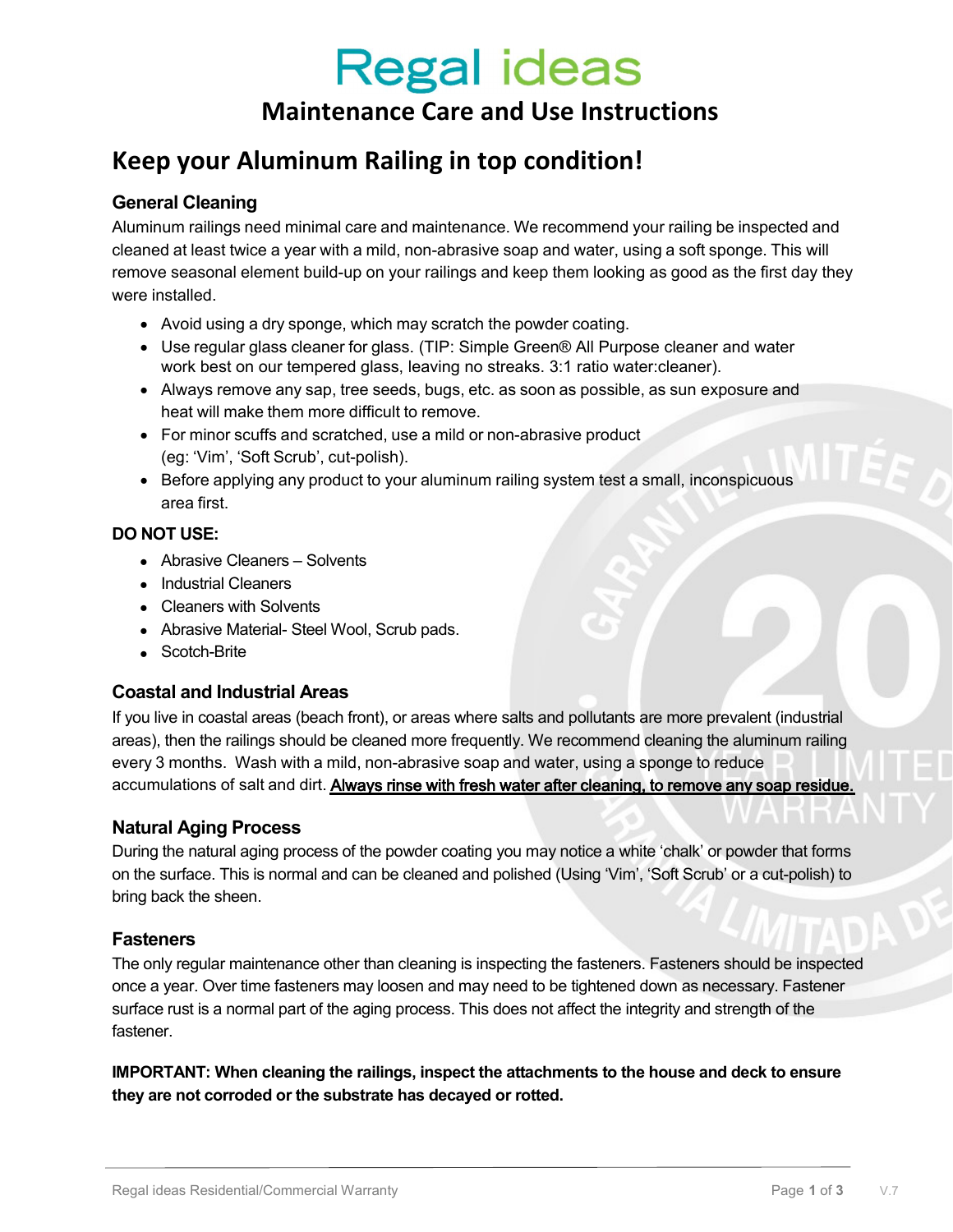# Regal ideas

## Maintenance Care and Use Instructions

## Keep your Aluminum Railing in top condition!

### General Cleaning

Aluminum railings need minimal care and maintenance. We recommend your railing be inspected and cleaned at least twice a year with a mild, non-abrasive soap and water, using a soft sponge. This will remove seasonal element build-up on your railings and keep them looking as good as the first day they were installed.

- Avoid using a dry sponge, which may scratch the powder coating.
- Use regular glass cleaner for glass. (TIP: Simple Green® All Purpose cleaner and water work best on our tempered glass, leaving no streaks. 3:1 ratio water:cleaner).
- Always remove any sap, tree seeds, bugs, etc. as soon as possible, as sun exposure and heat will make them more difficult to remove.
- For minor scuffs and scratched, use a mild or non-abrasive product (eg: 'Vim', 'Soft Scrub', cut-polish).
- Before applying any product to your aluminum railing system test a small, inconspicuous area first.

**DO NOT USE:**

- Abrasive Cleaners – Solvents
- Industrial Cleaners
- Cleaners with Solvents
- Abrasive Material- Steel Wool, Scrub pads.
- Scotch-Brite

### Coastal and Industrial Areas

If you live in coastal areas (beach front), or areas where salts and pollutants are more prevalent (industrial areas), then the railings should be cleaned more frequently. We recommend cleaning the aluminum railing every 3 months. Wash with a mild, non-abrasive soap and water, using a sponge to reduce accumulations of salt and dirt. **Always rinse with fresh water after cleaning, to remove any soap residue.**

### Natural Aging Process

During the natural aging process of the powder coating you may notice a white 'chalk' or powder that forms on the surface. This is normal and can be cleaned and polished (Using 'Vim', 'Soft Scrub' or a cut-polish) to bring back the sheen.

### Fasteners

The only regular maintenance other than cleaning is inspecting the fasteners. Fasteners should be inspected once a year. Over time fasteners may loosen and may need to be tightened down as necessary. Fastener surface rust is a normal part of the aging process. This does not affect the integrity and strength of the fastener.

**IMPORTANT: When cleaning the railings, inspect the attachments to the house and deck to ensure they are not corroded or the substrate has decayed or rotted.**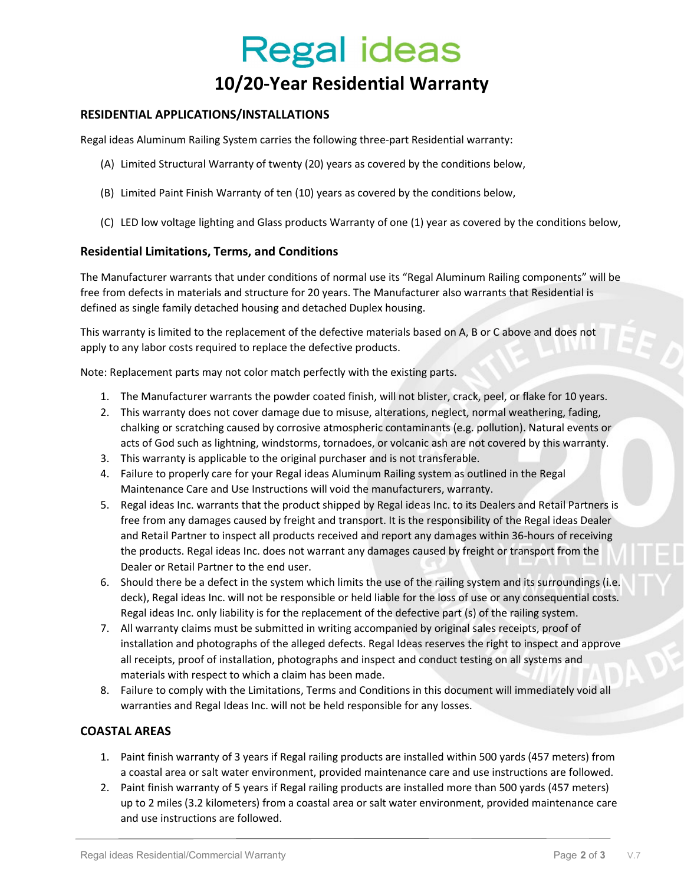# Regal ideas

## 10/20-Year Residential Warranty

### RESIDENTIAL APPLICATIONS/INSTALLATIONS

Regal ideas Aluminum Railing System carries the following three-part Residential warranty:

(A) Limited Structural Warranty of twenty (20) years as covered by the conditions below,

(B) Limited Paint Finish Warranty of ten (10) years as covered by the conditions below,

(C) LED low voltage lighting and Glass products Warranty of one (1) year as covered by the conditions below,

### Residential Limitations, Terms, and Conditions

The Manufacturer warrants that under conditions of normal use its “Regal Aluminum Railing components” will be free from defects in materials and structure for 20 years. The Manufacturer also warrants that Residential is defined as single family detached housing and detached Duplex housing.

This warranty is limited to the replacement of the defective materials based on A, B or C above and does not apply to any labor costs required to replace the defective products.

Note: Replacement parts may not color match perfectly with the existing parts.

1. The Manufacturer warrants the powder coated finish, will not blister, crack, peel, or flake for 10 years.
2. This warranty does not cover damage due to misuse, alterations, neglect, normal weathering, fading, chalking or scratching caused by corrosive atmospheric contaminants (e.g. pollution). Natural events or acts of God such as lightning, windstorms, tornadoes, or volcanic ash are not covered by this warranty.
3. This warranty is applicable to the original purchaser and is not transferable.
4. Failure to properly care for your Regal ideas Aluminum Railing system as outlined in the Regal Maintenance Care and Use Instructions will void the manufacturers, warranty.
5. Regal ideas Inc. warrants that the product shipped by Regal ideas Inc. to its Dealers and Retail Partners is free from any damages caused by freight and transport. It is the responsibility of the Regal ideas Dealer and Retail Partner to inspect all products received and report any damages within 36-hours of receiving the products. Regal ideas Inc. does not warrant any damages caused by freight or transport from the Dealer or Retail Partner to the end user.
6. Should there be a defect in the system which limits the use of the railing system and its surroundings (i.e. deck), Regal ideas Inc. will not be responsible or held liable for the loss of use or any consequential costs. Regal ideas Inc. only liability is for the replacement of the defective part (s) of the railing system.
7. All warranty claims must be submitted in writing accompanied by original sales receipts, proof of installation and photographs of the alleged defects. Regal Ideas reserves the right to inspect and approve all receipts, proof of installation, photographs and inspect and conduct testing on all systems and materials with respect to which a claim has been made.
8. Failure to comply with the Limitations, Terms and Conditions in this document will immediately void all warranties and Regal Ideas Inc. will not be held responsible for any losses.

### COASTAL AREAS

1. Paint finish warranty of 3 years if Regal railing products are installed within 500 yards (457 meters) from a coastal area or salt water environment, provided maintenance care and use instructions are followed.
2. Paint finish warranty of 5 years if Regal railing products are installed more than 500 yards (457 meters) up to 2 miles (3.2 kilometers) from a coastal area or salt water environment, provided maintenance care and use instructions are followed.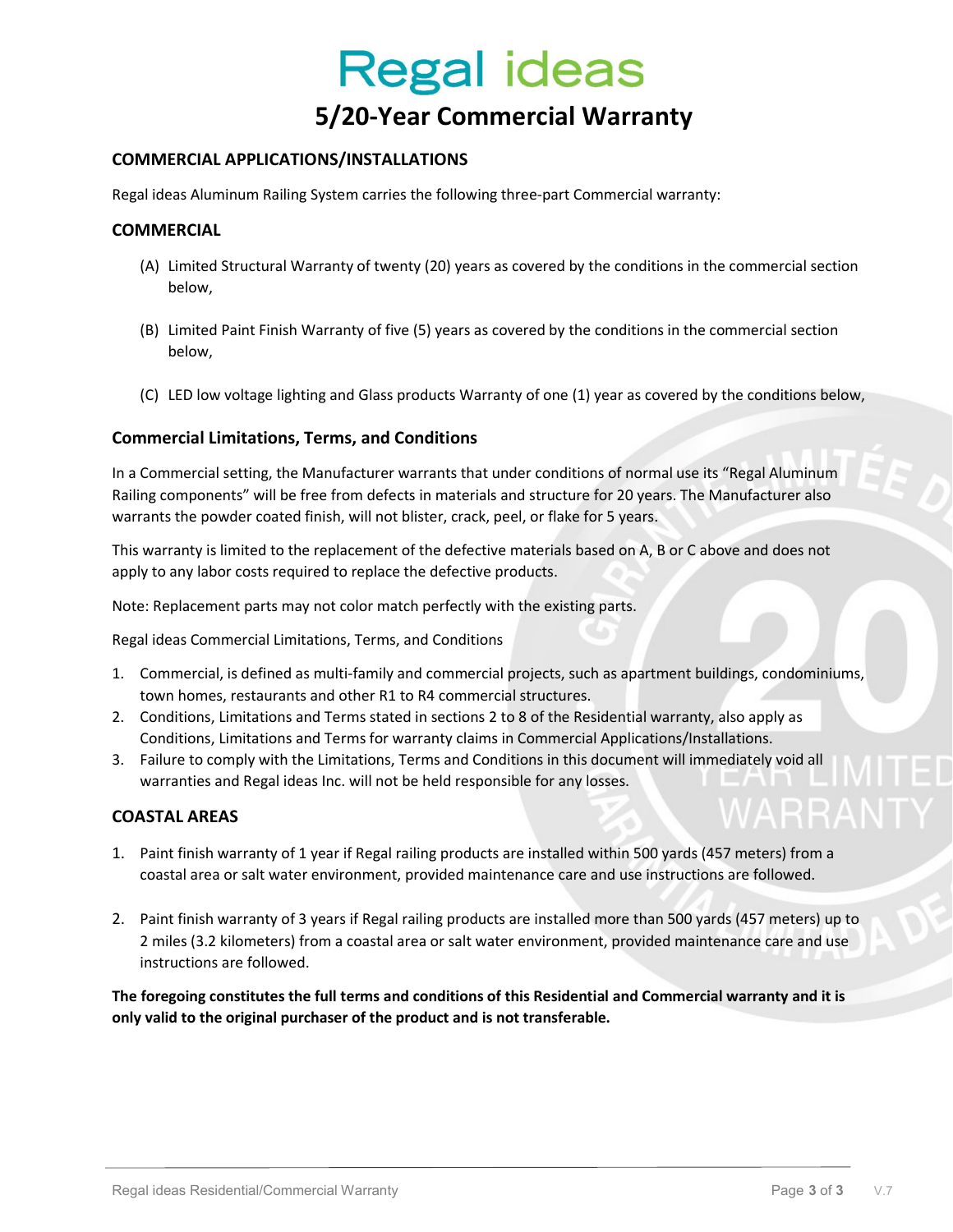# Regal ideas

# 5/20-Year Commercial Warranty

## COMMERCIAL APPLICATIONS/INSTALLATIONS

Regal ideas Aluminum Railing System carries the following three-part Commercial warranty:

## COMMERCIAL

(A) Limited Structural Warranty of twenty (20) years as covered by the conditions in the commercial section below,

(B) Limited Paint Finish Warranty of five (5) years as covered by the conditions in the commercial section below,

(C) LED low voltage lighting and Glass products Warranty of one (1) year as covered by the conditions below,

### Commercial Limitations, Terms, and Conditions

In a Commercial setting, the Manufacturer warrants that under conditions of normal use its "Regal Aluminum Railing components" will be free from defects in materials and structure for 20 years. The Manufacturer also warrants the powder coated finish, will not blister, crack, peel, or flake for 5 years.

This warranty is limited to the replacement of the defective materials based on A, B or C above and does not apply to any labor costs required to replace the defective products.

Note: Replacement parts may not color match perfectly with the existing parts.

Regal ideas Commercial Limitations, Terms, and Conditions

1. Commercial, is defined as multi-family and commercial projects, such as apartment buildings, condominiums, town homes, restaurants and other R1 to R4 commercial structures.
2. Conditions, Limitations and Terms stated in sections 2 to 8 of the Residential warranty, also apply as Conditions, Limitations and Terms for warranty claims in Commercial Applications/Installations.
3. Failure to comply with the Limitations, Terms and Conditions in this document will immediately void all warranties and Regal ideas Inc. will not be held responsible for any losses.

## COASTAL AREAS

1. Paint finish warranty of 1 year if Regal railing products are installed within 500 yards (457 meters) from a coastal area or salt water environment, provided maintenance care and use instructions are followed.

2. Paint finish warranty of 3 years if Regal railing products are installed more than 500 yards (457 meters) up to 2 miles (3.2 kilometers) from a coastal area or salt water environment, provided maintenance care and use instructions are followed.

**The foregoing constitutes the full terms and conditions of this Residential and Commercial warranty and it is only valid to the original purchaser of the product and is not transferable.**